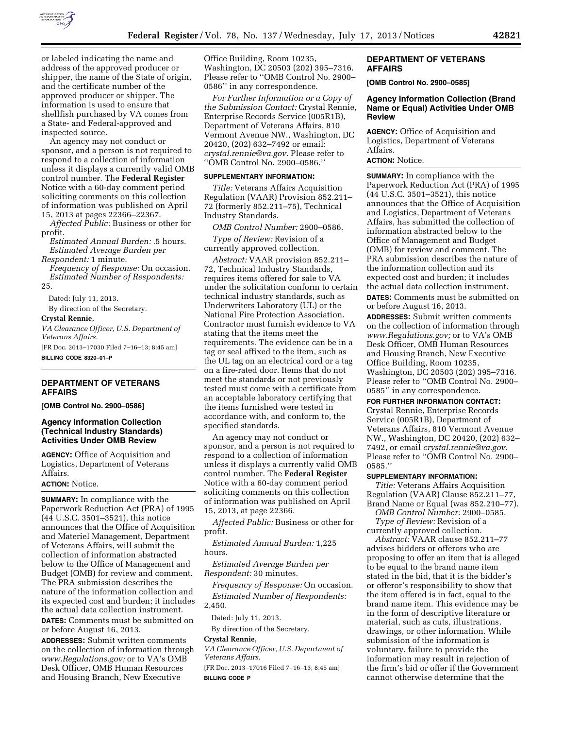or labeled indicating the name and address of the approved producer or shipper, the name of the State of origin, and the certificate number of the approved producer or shipper. The information is used to ensure that shellfish purchased by VA comes from a State- and Federal-approved and inspected source.

An agency may not conduct or sponsor, and a person is not required to respond to a collection of information unless it displays a currently valid OMB control number. The **Federal Register** Notice with a 60-day comment period soliciting comments on this collection of information was published on April 15, 2013 at pages 22366–22367.

*Affected Public:* Business or other for profit.

*Estimated Annual Burden:* .5 hours.

*Estimated Average Burden per Respondent:* 1 minute.

*Frequency of Response:* On occasion.

*Estimated Number of Respondents:* 25.

Dated: July 11, 2013.

By direction of the Secretary.

**Crystal Rennie,**

*VA Clearance Officer, U.S. Department of Veterans Affairs.*

[FR Doc. 2013–17030 Filed 7–16–13; 8:45 am]

**BILLING CODE 8320–01–P**

## DEPARTMENT OF VETERANS AFFAIRS

**[OMB Control No. 2900–0586]**

### Agency Information Collection (Technical Industry Standards) Activities Under OMB Review

**AGENCY:** Office of Acquisition and Logistics, Department of Veterans Affairs.

**ACTION:** Notice.

**SUMMARY:** In compliance with the Paperwork Reduction Act (PRA) of 1995 (44 U.S.C. 3501–3521), this notice announces that the Office of Acquisition and Materiel Management, Department of Veterans Affairs, will submit the collection of information abstracted below to the Office of Management and Budget (OMB) for review and comment. The PRA submission describes the nature of the information collection and its expected cost and burden; it includes the actual data collection instrument.

**DATES:** Comments must be submitted on or before August 16, 2013.

**ADDRESSES:** Submit written comments on the collection of information through *www.Regulations.gov;* or to VA's OMB Desk Officer, OMB Human Resources and Housing Branch, New Executive Office Building, Room 10235, Washington, DC 20503 (202) 395–7316. Please refer to ''OMB Control No. 2900–0586'' in any correspondence.

*For Further Information or a Copy of the Submission Contact:* Crystal Rennie, Enterprise Records Service (005R1B), Department of Veterans Affairs, 810 Vermont Avenue NW., Washington, DC 20420, (202) 632–7492 or email: *crystal.rennie@va.gov.* Please refer to ''OMB Control No. 2900–0586.''

**SUPPLEMENTARY INFORMATION:**

*Title:* Veterans Affairs Acquisition Regulation (VAAR) Provision 852.211–72 (formerly 852.211–75), Technical Industry Standards.

*OMB Control Number:* 2900–0586.

*Type of Review:* Revision of a currently approved collection.

*Abstract:* VAAR provision 852.211–72, Technical Industry Standards, requires items offered for sale to VA under the solicitation conform to certain technical industry standards, such as Underwriters Laboratory (UL) or the National Fire Protection Association. Contractor must furnish evidence to VA stating that the items meet the requirements. The evidence can be in a tag or seal affixed to the item, such as the UL tag on an electrical cord or a tag on a fire-rated door. Items that do not meet the standards or not previously tested must come with a certificate from an acceptable laboratory certifying that the items furnished were tested in accordance with, and conform to, the specified standards.

An agency may not conduct or sponsor, and a person is not required to respond to a collection of information unless it displays a currently valid OMB control number. The **Federal Register** Notice with a 60-day comment period soliciting comments on this collection of information was published on April 15, 2013, at page 22366.

*Affected Public:* Business or other for profit.

*Estimated Annual Burden:* 1,225 hours.

*Estimated Average Burden per Respondent:* 30 minutes.

*Frequency of Response:* On occasion.

*Estimated Number of Respondents:* 2,450.

Dated: July 11, 2013.

By direction of the Secretary.

**Crystal Rennie,**

*VA Clearance Officer, U.S. Department of Veterans Affairs.*

[FR Doc. 2013–17016 Filed 7–16–13; 8:45 am]

**BILLING CODE P**

## DEPARTMENT OF VETERANS AFFAIRS

**[OMB Control No. 2900–0585]**

### Agency Information Collection (Brand Name or Equal) Activities Under OMB Review

**AGENCY:** Office of Acquisition and Logistics, Department of Veterans Affairs.

**ACTION:** Notice.

**SUMMARY:** In compliance with the Paperwork Reduction Act (PRA) of 1995 (44 U.S.C. 3501–3521), this notice announces that the Office of Acquisition and Logistics, Department of Veterans Affairs, has submitted the collection of information abstracted below to the Office of Management and Budget (OMB) for review and comment. The PRA submission describes the nature of the information collection and its expected cost and burden; it includes the actual data collection instrument.

**DATES:** Comments must be submitted on or before August 16, 2013.

**ADDRESSES:** Submit written comments on the collection of information through *www.Regulations.gov;* or to VA's OMB Desk Officer, OMB Human Resources and Housing Branch, New Executive Office Building, Room 10235, Washington, DC 20503 (202) 395–7316. Please refer to ''OMB Control No. 2900–0585'' in any correspondence.

**FOR FURTHER INFORMATION CONTACT:** Crystal Rennie, Enterprise Records Service (005R1B), Department of Veterans Affairs, 810 Vermont Avenue NW., Washington, DC 20420, (202) 632–7492, or email *crystal.rennie@va.gov.* Please refer to ''OMB Control No. 2900–0585.''

**SUPPLEMENTARY INFORMATION:**

*Title:* Veterans Affairs Acquisition Regulation (VAAR) Clause 852.211–77, Brand Name or Equal (was 852.210–77).

*OMB Control Number:* 2900–0585.

*Type of Review:* Revision of a currently approved collection.

*Abstract:* VAAR clause 852.211–77 advises bidders or offerors who are proposing to offer an item that is alleged to be equal to the brand name item stated in the bid, that it is the bidder's or offeror's responsibility to show that the item offered is in fact, equal to the brand name item. This evidence may be in the form of descriptive literature or material, such as cuts, illustrations, drawings, or other information. While submission of the information is voluntary, failure to provide the information may result in rejection of the firm's bid or offer if the Government cannot otherwise determine that the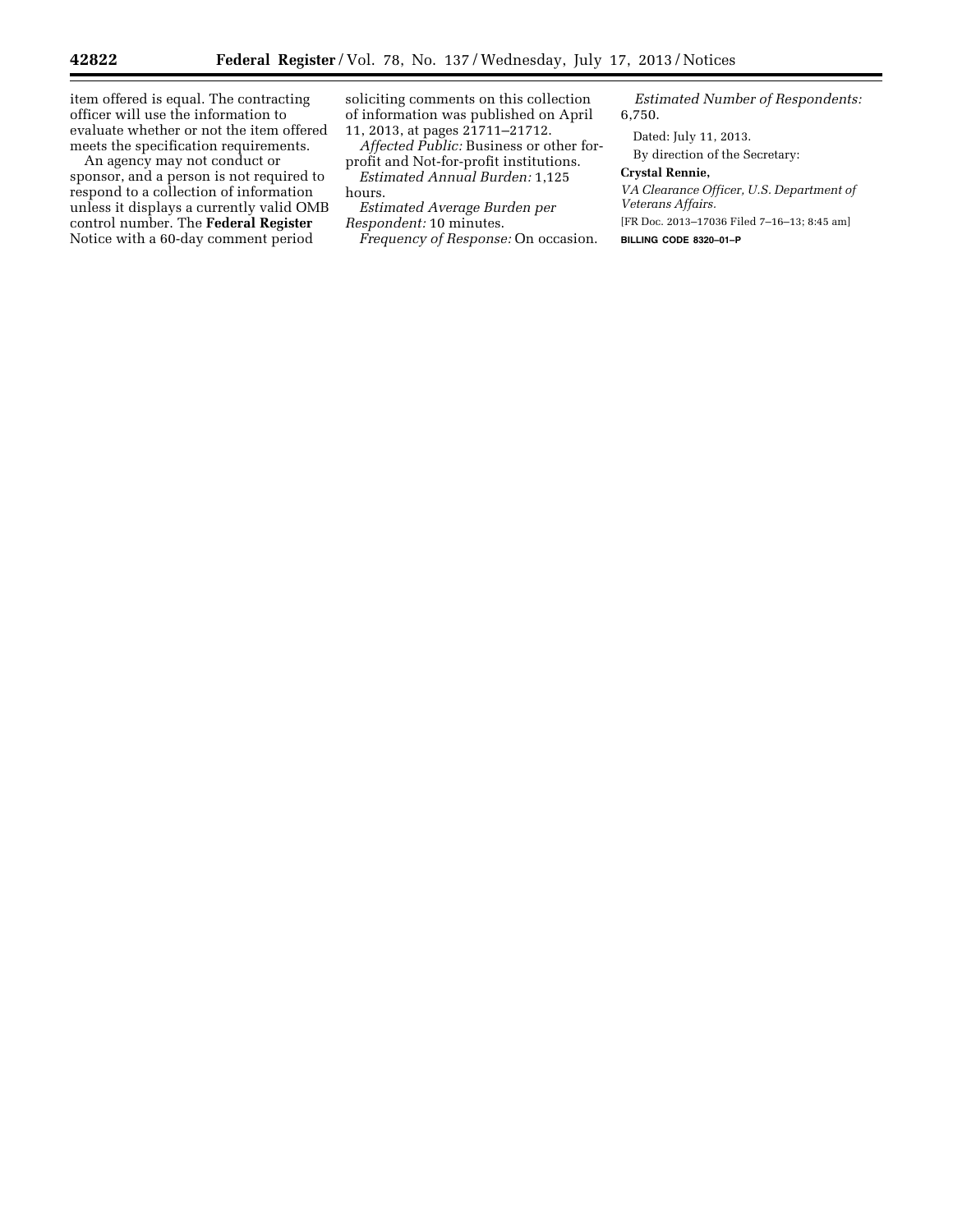item offered is equal. The contracting officer will use the information to evaluate whether or not the item offered meets the specification requirements.

An agency may not conduct or sponsor, and a person is not required to respond to a collection of information unless it displays a currently valid OMB control number. The **Federal Register** Notice with a 60-day comment period soliciting comments on this collection of information was published on April 11, 2013, at pages 21711–21712.

*Affected Public:* Business or other for-profit and Not-for-profit institutions.

*Estimated Annual Burden:* 1,125 hours.

*Estimated Average Burden per Respondent:* 10 minutes.

*Frequency of Response:* On occasion.

*Estimated Number of Respondents:* 6,750.

Dated: July 11, 2013.

By direction of the Secretary:

**Crystal Rennie,**

*VA Clearance Officer, U.S. Department of Veterans Affairs.*

[FR Doc. 2013–17036 Filed 7–16–13; 8:45 am]

**BILLING CODE 8320–01–P**